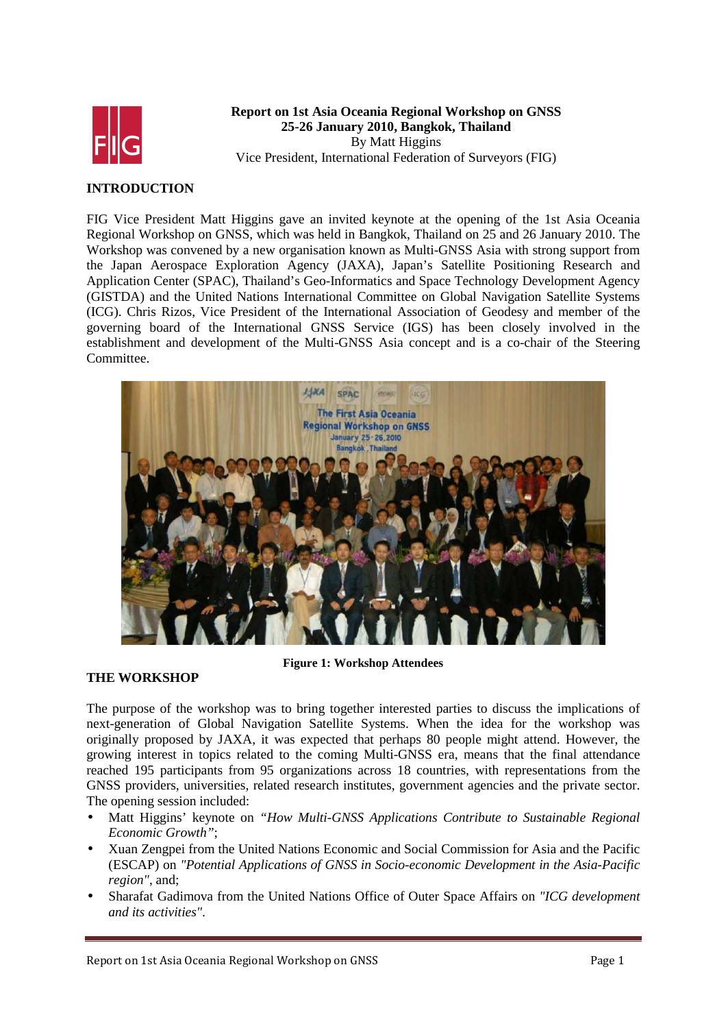**Report on 1st Asia Oceania Regional Workshop on GNSS**
**25-26 January 2010, Bangkok, Thailand**
By Matt Higgins
Vice President, International Federation of Surveyors (FIG)

## INTRODUCTION

FIG Vice President Matt Higgins gave an invited keynote at the opening of the 1st Asia Oceania Regional Workshop on GNSS, which was held in Bangkok, Thailand on 25 and 26 January 2010. The Workshop was convened by a new organisation known as Multi-GNSS Asia with strong support from the Japan Aerospace Exploration Agency (JAXA), Japan's Satellite Positioning Research and Application Center (SPAC), Thailand's Geo-Informatics and Space Technology Development Agency (GISTDA) and the United Nations International Committee on Global Navigation Satellite Systems (ICG). Chris Rizos, Vice President of the International Association of Geodesy and member of the governing board of the International GNSS Service (IGS) has been closely involved in the establishment and development of the Multi-GNSS Asia concept and is a co-chair of the Steering Committee.

**Figure 1: Workshop Attendees**

## THE WORKSHOP

The purpose of the workshop was to bring together interested parties to discuss the implications of next-generation of Global Navigation Satellite Systems. When the idea for the workshop was originally proposed by JAXA, it was expected that perhaps 80 people might attend. However, the growing interest in topics related to the coming Multi-GNSS era, means that the final attendance reached 195 participants from 95 organizations across 18 countries, with representations from the GNSS providers, universities, related research institutes, government agencies and the private sector. The opening session included:

- Matt Higgins' keynote on "*How Multi-GNSS Applications Contribute to Sustainable Regional Economic Growth"*;
- Xuan Zengpei from the United Nations Economic and Social Commission for Asia and the Pacific (ESCAP) on *"Potential Applications of GNSS in Socio-economic Development in the Asia-Pacific region"*, and;
- Sharafat Gadimova from the United Nations Office of Outer Space Affairs on *"ICG development and its activities"*.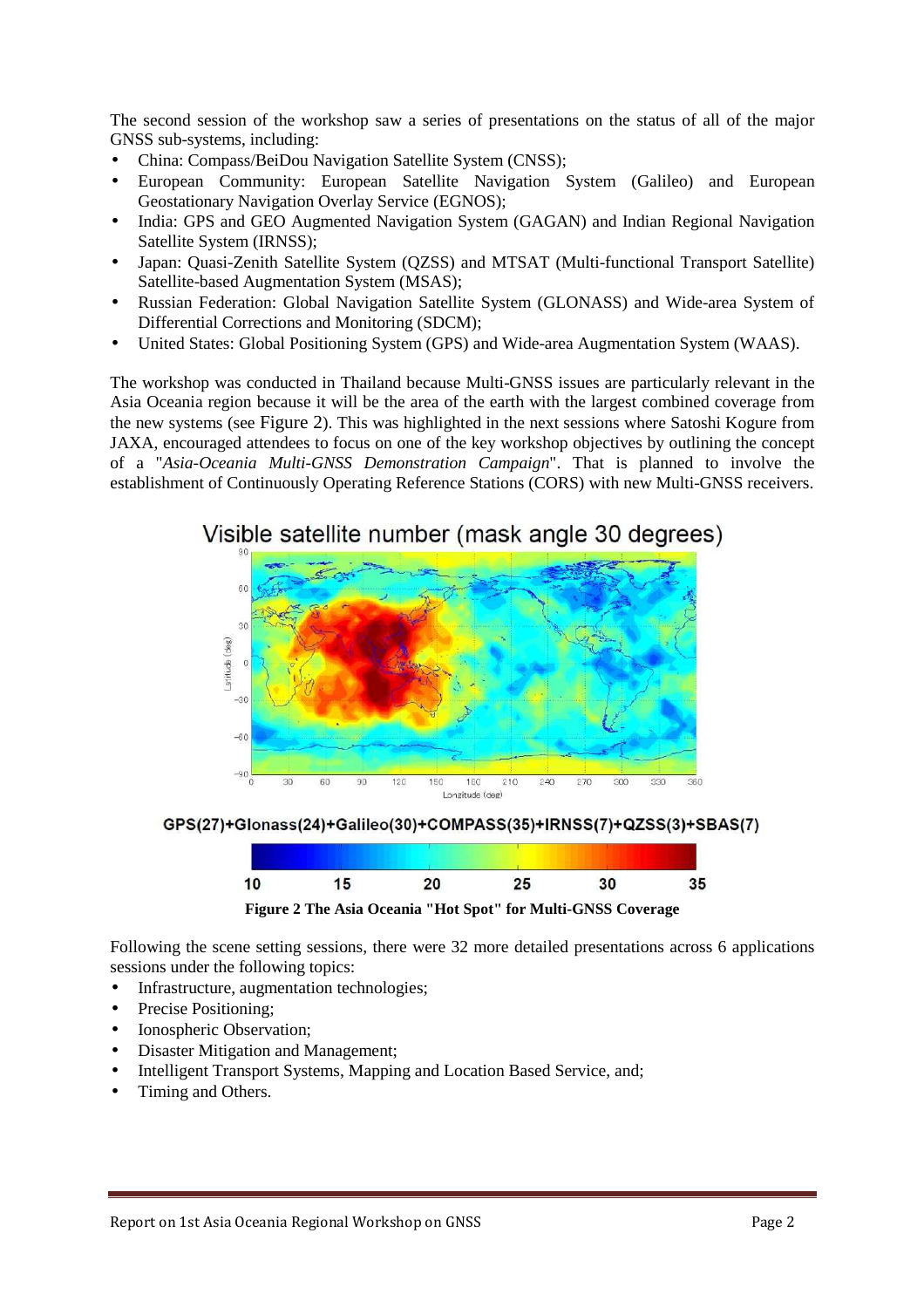The second session of the workshop saw a series of presentations on the status of all of the major GNSS sub-systems, including:

- China: Compass/BeiDou Navigation Satellite System (CNSS);
- European Community: European Satellite Navigation System (Galileo) and European Geostationary Navigation Overlay Service (EGNOS);
- India: GPS and GEO Augmented Navigation System (GAGAN) and Indian Regional Navigation Satellite System (IRNSS);
- Japan: Quasi-Zenith Satellite System (QZSS) and MTSAT (Multi-functional Transport Satellite) Satellite-based Augmentation System (MSAS);
- Russian Federation: Global Navigation Satellite System (GLONASS) and Wide-area System of Differential Corrections and Monitoring (SDCM);
- United States: Global Positioning System (GPS) and Wide-area Augmentation System (WAAS).

The workshop was conducted in Thailand because Multi-GNSS issues are particularly relevant in the Asia Oceania region because it will be the area of the earth with the largest combined coverage from the new systems (see Figure 2). This was highlighted in the next sessions where Satoshi Kogure from JAXA, encouraged attendees to focus on one of the key workshop objectives by outlining the concept of a "*Asia-Oceania Multi-GNSS Demonstration Campaign*". That is planned to involve the establishment of Continuously Operating Reference Stations (CORS) with new Multi-GNSS receivers.

**Figure 2 The Asia Oceania "Hot Spot" for Multi-GNSS Coverage**

Following the scene setting sessions, there were 32 more detailed presentations across 6 applications sessions under the following topics:

- Infrastructure, augmentation technologies;
- Precise Positioning;
- Ionospheric Observation;
- Disaster Mitigation and Management;
- Intelligent Transport Systems, Mapping and Location Based Service, and;
- Timing and Others.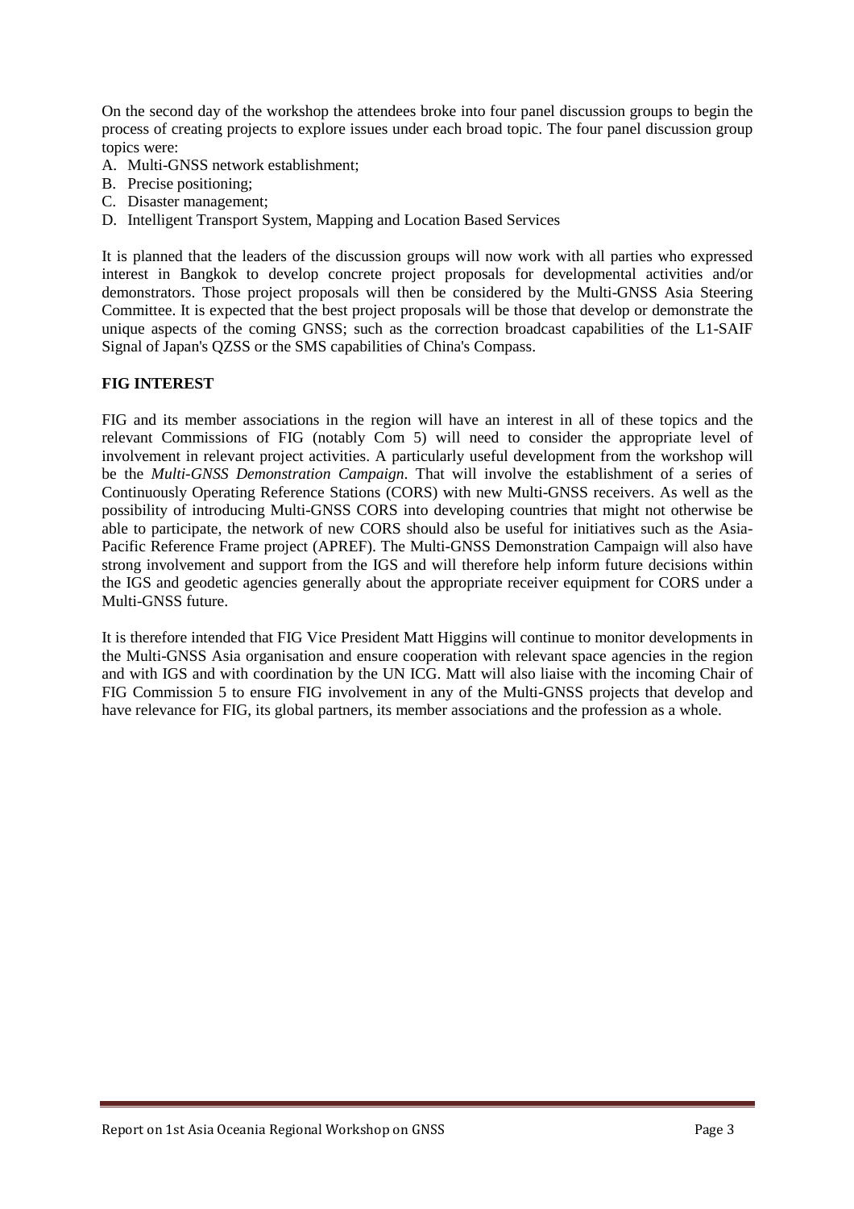On the second day of the workshop the attendees broke into four panel discussion groups to begin the process of creating projects to explore issues under each broad topic. The four panel discussion group topics were:

A. Multi-GNSS network establishment;
B. Precise positioning;
C. Disaster management;
D. Intelligent Transport System, Mapping and Location Based Services

It is planned that the leaders of the discussion groups will now work with all parties who expressed interest in Bangkok to develop concrete project proposals for developmental activities and/or demonstrators. Those project proposals will then be considered by the Multi-GNSS Asia Steering Committee. It is expected that the best project proposals will be those that develop or demonstrate the unique aspects of the coming GNSS; such as the correction broadcast capabilities of the L1-SAIF Signal of Japan's QZSS or the SMS capabilities of China's Compass.

**FIG INTEREST**

FIG and its member associations in the region will have an interest in all of these topics and the relevant Commissions of FIG (notably Com 5) will need to consider the appropriate level of involvement in relevant project activities. A particularly useful development from the workshop will be the *Multi-GNSS Demonstration Campaign*. That will involve the establishment of a series of Continuously Operating Reference Stations (CORS) with new Multi-GNSS receivers. As well as the possibility of introducing Multi-GNSS CORS into developing countries that might not otherwise be able to participate, the network of new CORS should also be useful for initiatives such as the Asia-Pacific Reference Frame project (APREF). The Multi-GNSS Demonstration Campaign will also have strong involvement and support from the IGS and will therefore help inform future decisions within the IGS and geodetic agencies generally about the appropriate receiver equipment for CORS under a Multi-GNSS future.

It is therefore intended that FIG Vice President Matt Higgins will continue to monitor developments in the Multi-GNSS Asia organisation and ensure cooperation with relevant space agencies in the region and with IGS and with coordination by the UN ICG. Matt will also liaise with the incoming Chair of FIG Commission 5 to ensure FIG involvement in any of the Multi-GNSS projects that develop and have relevance for FIG, its global partners, its member associations and the profession as a whole.